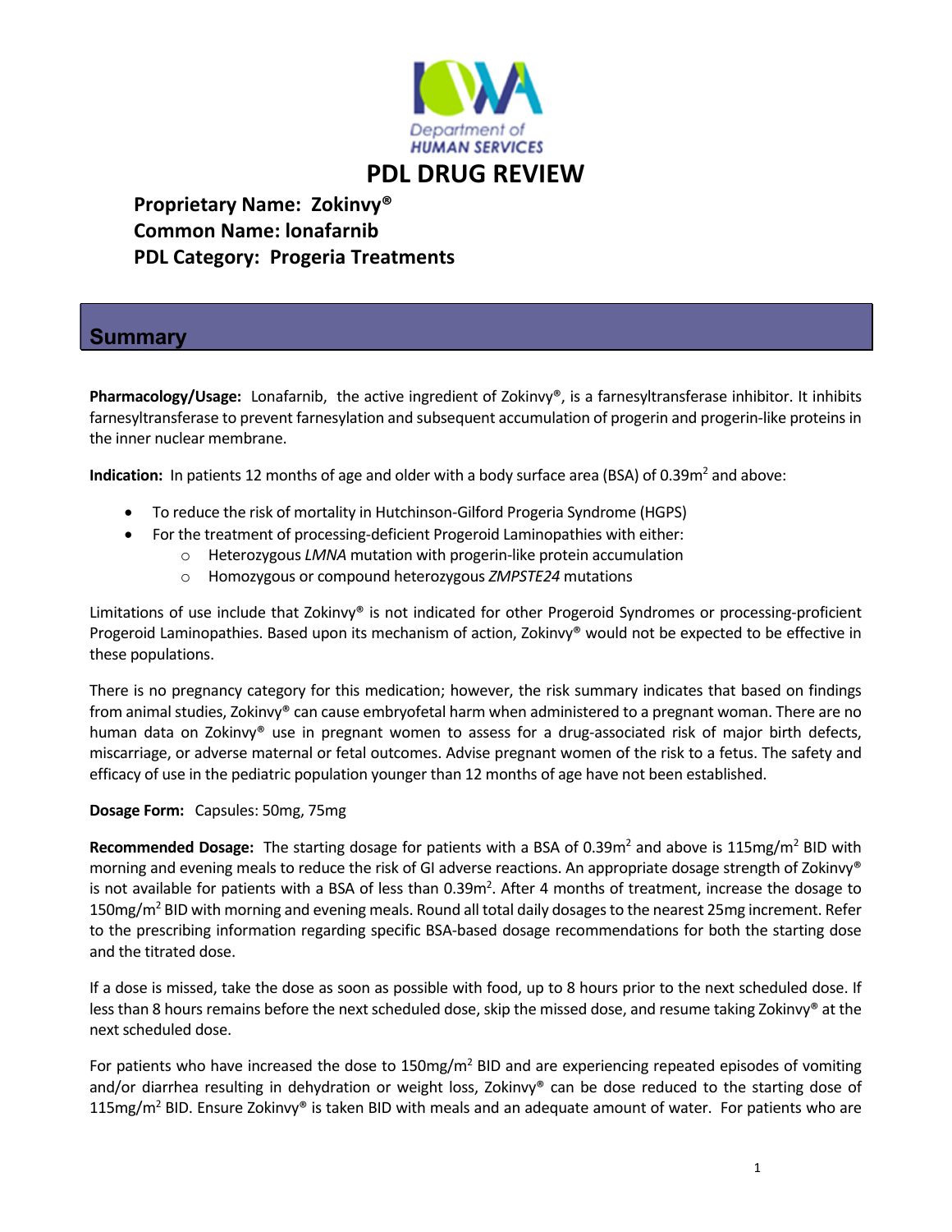Department of HUMAN SERVICES

# PDL DRUG REVIEW

**Proprietary Name: Zokinvy®**
**Common Name: lonafarnib**
**PDL Category: Progeria Treatments**

## Summary

**Pharmacology/Usage:** Lonafarnib, the active ingredient of Zokinvy®, is a farnesyltransferase inhibitor. It inhibits farnesyltransferase to prevent farnesylation and subsequent accumulation of progerin and progerin-like proteins in the inner nuclear membrane.

**Indication:** In patients 12 months of age and older with a body surface area (BSA) of $0.39m^2$ and above:

- To reduce the risk of mortality in Hutchinson-Gilford Progeria Syndrome (HGPS)
- For the treatment of processing-deficient Progeroid Laminopathies with either:
  - Heterozygous *LMNA* mutation with progerin-like protein accumulation
  - Homozygous or compound heterozygous *ZMPSTE24* mutations

Limitations of use include that Zokinvy® is not indicated for other Progeroid Syndromes or processing-proficient Progeroid Laminopathies. Based upon its mechanism of action, Zokinvy® would not be expected to be effective in these populations.

There is no pregnancy category for this medication; however, the risk summary indicates that based on findings from animal studies, Zokinvy® can cause embryofetal harm when administered to a pregnant woman. There are no human data on Zokinvy® use in pregnant women to assess for a drug-associated risk of major birth defects, miscarriage, or adverse maternal or fetal outcomes. Advise pregnant women of the risk to a fetus. The safety and efficacy of use in the pediatric population younger than 12 months of age have not been established.

**Dosage Form:** Capsules: 50mg, 75mg

**Recommended Dosage:** The starting dosage for patients with a BSA of $0.39m^2$ and above is $115mg/m^2$ BID with morning and evening meals to reduce the risk of GI adverse reactions. An appropriate dosage strength of Zokinvy® is not available for patients with a BSA of less than $0.39m^2$. After 4 months of treatment, increase the dosage to $150mg/m^2$ BID with morning and evening meals. Round all total daily dosages to the nearest 25mg increment. Refer to the prescribing information regarding specific BSA-based dosage recommendations for both the starting dose and the titrated dose.

If a dose is missed, take the dose as soon as possible with food, up to 8 hours prior to the next scheduled dose. If less than 8 hours remains before the next scheduled dose, skip the missed dose, and resume taking Zokinvy® at the next scheduled dose.

For patients who have increased the dose to $150mg/m^2$ BID and are experiencing repeated episodes of vomiting and/or diarrhea resulting in dehydration or weight loss, Zokinvy® can be dose reduced to the starting dose of $115mg/m^2$ BID. Ensure Zokinvy® is taken BID with meals and an adequate amount of water. For patients who are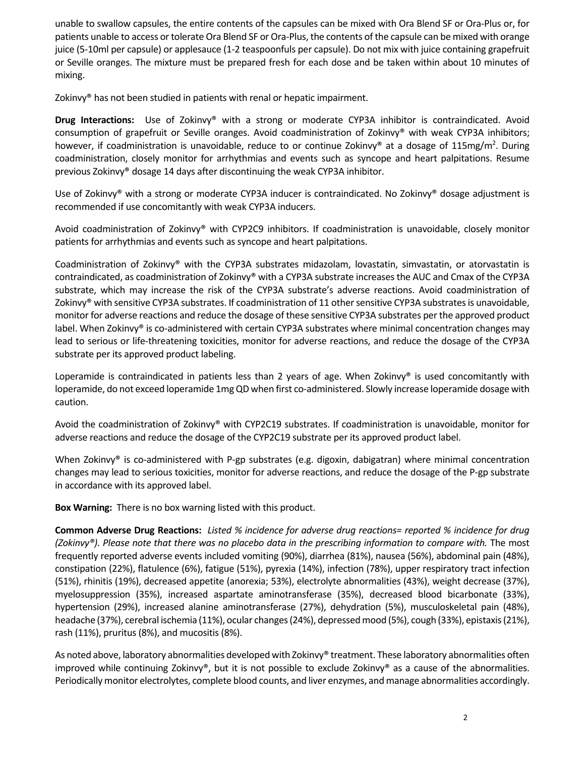unable to swallow capsules, the entire contents of the capsules can be mixed with Ora Blend SF or Ora-Plus or, for patients unable to access or tolerate Ora Blend SF or Ora-Plus, the contents of the capsule can be mixed with orange juice (5-10ml per capsule) or applesauce (1-2 teaspoonfuls per capsule). Do not mix with juice containing grapefruit or Seville oranges. The mixture must be prepared fresh for each dose and be taken within about 10 minutes of mixing.

Zokinvy® has not been studied in patients with renal or hepatic impairment.

**Drug Interactions:** Use of Zokinvy® with a strong or moderate CYP3A inhibitor is contraindicated. Avoid consumption of grapefruit or Seville oranges. Avoid coadministration of Zokinvy® with weak CYP3A inhibitors; however, if coadministration is unavoidable, reduce to or continue Zokinvy® at a dosage of 115mg/m$^2$. During coadministration, closely monitor for arrhythmias and events such as syncope and heart palpitations. Resume previous Zokinvy® dosage 14 days after discontinuing the weak CYP3A inhibitor.

Use of Zokinvy® with a strong or moderate CYP3A inducer is contraindicated. No Zokinvy® dosage adjustment is recommended if use concomitantly with weak CYP3A inducers.

Avoid coadministration of Zokinvy® with CYP2C9 inhibitors. If coadministration is unavoidable, closely monitor patients for arrhythmias and events such as syncope and heart palpitations.

Coadministration of Zokinvy® with the CYP3A substrates midazolam, lovastatin, simvastatin, or atorvastatin is contraindicated, as coadministration of Zokinvy® with a CYP3A substrate increases the AUC and Cmax of the CYP3A substrate, which may increase the risk of the CYP3A substrate's adverse reactions. Avoid coadministration of Zokinvy® with sensitive CYP3A substrates. If coadministration of 11 other sensitive CYP3A substrates is unavoidable, monitor for adverse reactions and reduce the dosage of these sensitive CYP3A substrates per the approved product label. When Zokinvy® is co-administered with certain CYP3A substrates where minimal concentration changes may lead to serious or life-threatening toxicities, monitor for adverse reactions, and reduce the dosage of the CYP3A substrate per its approved product labeling.

Loperamide is contraindicated in patients less than 2 years of age. When Zokinvy® is used concomitantly with loperamide, do not exceed loperamide 1mg QD when first co-administered. Slowly increase loperamide dosage with caution.

Avoid the coadministration of Zokinvy® with CYP2C19 substrates. If coadministration is unavoidable, monitor for adverse reactions and reduce the dosage of the CYP2C19 substrate per its approved product label.

When Zokinvy® is co-administered with P-gp substrates (e.g. digoxin, dabigatran) where minimal concentration changes may lead to serious toxicities, monitor for adverse reactions, and reduce the dosage of the P-gp substrate in accordance with its approved label.

**Box Warning:** There is no box warning listed with this product.

**Common Adverse Drug Reactions:** *Listed % incidence for adverse drug reactions= reported % incidence for drug (Zokinvy®). Please note that there was no placebo data in the prescribing information to compare with.* The most frequently reported adverse events included vomiting (90%), diarrhea (81%), nausea (56%), abdominal pain (48%), constipation (22%), flatulence (6%), fatigue (51%), pyrexia (14%), infection (78%), upper respiratory tract infection (51%), rhinitis (19%), decreased appetite (anorexia; 53%), electrolyte abnormalities (43%), weight decrease (37%), myelosuppression (35%), increased aspartate aminotransferase (35%), decreased blood bicarbonate (33%), hypertension (29%), increased alanine aminotransferase (27%), dehydration (5%), musculoskeletal pain (48%), headache (37%), cerebral ischemia (11%), ocular changes (24%), depressed mood (5%), cough (33%), epistaxis (21%), rash (11%), pruritus (8%), and mucositis (8%).

As noted above, laboratory abnormalities developed with Zokinvy® treatment. These laboratory abnormalities often improved while continuing Zokinvy®, but it is not possible to exclude Zokinvy® as a cause of the abnormalities. Periodically monitor electrolytes, complete blood counts, and liver enzymes, and manage abnormalities accordingly.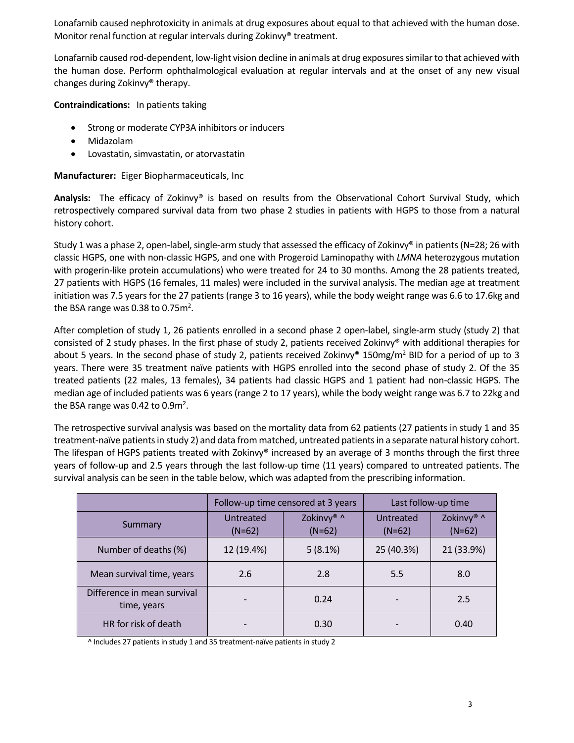Lonafarnib caused nephrotoxicity in animals at drug exposures about equal to that achieved with the human dose. Monitor renal function at regular intervals during Zokinvy® treatment.

Lonafarnib caused rod-dependent, low-light vision decline in animals at drug exposures similar to that achieved with the human dose. Perform ophthalmological evaluation at regular intervals and at the onset of any new visual changes during Zokinvy® therapy.

**Contraindications:** In patients taking

- Strong or moderate CYP3A inhibitors or inducers
- Midazolam
- Lovastatin, simvastatin, or atorvastatin

**Manufacturer:** Eiger Biopharmaceuticals, Inc

**Analysis:** The efficacy of Zokinvy® is based on results from the Observational Cohort Survival Study, which retrospectively compared survival data from two phase 2 studies in patients with HGPS to those from a natural history cohort.

Study 1 was a phase 2, open-label, single-arm study that assessed the efficacy of Zokinvy® in patients (N=28; 26 with classic HGPS, one with non-classic HGPS, and one with Progeroid Laminopathy with *LMNA* heterozygous mutation with progerin-like protein accumulations) who were treated for 24 to 30 months. Among the 28 patients treated, 27 patients with HGPS (16 females, 11 males) were included in the survival analysis. The median age at treatment initiation was 7.5 years for the 27 patients (range 3 to 16 years), while the body weight range was 6.6 to 17.6kg and the BSA range was 0.38 to 0.75m$^2$.

After completion of study 1, 26 patients enrolled in a second phase 2 open-label, single-arm study (study 2) that consisted of 2 study phases. In the first phase of study 2, patients received Zokinvy® with additional therapies for about 5 years. In the second phase of study 2, patients received Zokinvy® 150mg/m$^2$ BID for a period of up to 3 years. There were 35 treatment naïve patients with HGPS enrolled into the second phase of study 2. Of the 35 treated patients (22 males, 13 females), 34 patients had classic HGPS and 1 patient had non-classic HGPS. The median age of included patients was 6 years (range 2 to 17 years), while the body weight range was 6.7 to 22kg and the BSA range was 0.42 to 0.9m$^2$.

The retrospective survival analysis was based on the mortality data from 62 patients (27 patients in study 1 and 35 treatment-naïve patients in study 2) and data from matched, untreated patients in a separate natural history cohort. The lifespan of HGPS patients treated with Zokinvy® increased by an average of 3 months through the first three years of follow-up and 2.5 years through the last follow-up time (11 years) compared to untreated patients. The survival analysis can be seen in the table below, which was adapted from the prescribing information.

| | Follow-up time censored at 3 years | | Last follow-up time | |
|---|---|---|---|---|
| Summary | Untreated (N=62) | Zokinvy® ^ (N=62) | Untreated (N=62) | Zokinvy® ^ (N=62) |
| Number of deaths (%) | 12 (19.4%) | 5 (8.1%) | 25 (40.3%) | 21 (33.9%) |
| Mean survival time, years | 2.6 | 2.8 | 5.5 | 8.0 |
| Difference in mean survival time, years | - | 0.24 | - | 2.5 |
| HR for risk of death | - | 0.30 | - | 0.40 |

^ Includes 27 patients in study 1 and 35 treatment-naïve patients in study 2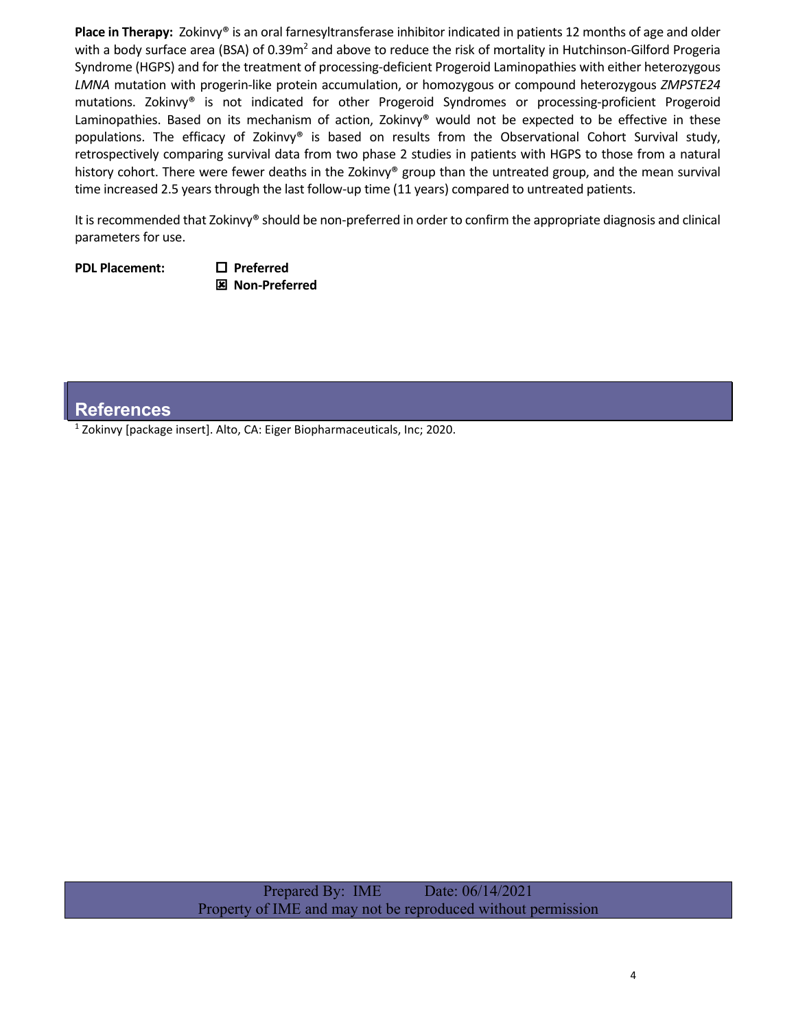**Place in Therapy:** Zokinvy® is an oral farnesyltransferase inhibitor indicated in patients 12 months of age and older with a body surface area (BSA) of 0.39m$^2$ and above to reduce the risk of mortality in Hutchinson-Gilford Progeria Syndrome (HGPS) and for the treatment of processing-deficient Progeroid Laminopathies with either heterozygous *LMNA* mutation with progerin-like protein accumulation, or homozygous or compound heterozygous *ZMPSTE24* mutations. Zokinvy® is not indicated for other Progeroid Syndromes or processing-proficient Progeroid Laminopathies. Based on its mechanism of action, Zokinvy® would not be expected to be effective in these populations. The efficacy of Zokinvy® is based on results from the Observational Cohort Survival study, retrospectively comparing survival data from two phase 2 studies in patients with HGPS to those from a natural history cohort. There were fewer deaths in the Zokinvy® group than the untreated group, and the mean survival time increased 2.5 years through the last follow-up time (11 years) compared to untreated patients.

It is recommended that Zokinvy® should be non-preferred in order to confirm the appropriate diagnosis and clinical parameters for use.

**PDL Placement:**
- ☐ **Preferred**
- ☒ **Non-Preferred**

## References

[1] Zokinvy [package insert]. Alto, CA: Eiger Biopharmaceuticals, Inc; 2020.

Prepared By: IME Date: 06/14/2021
Property of IME and may not be reproduced without permission